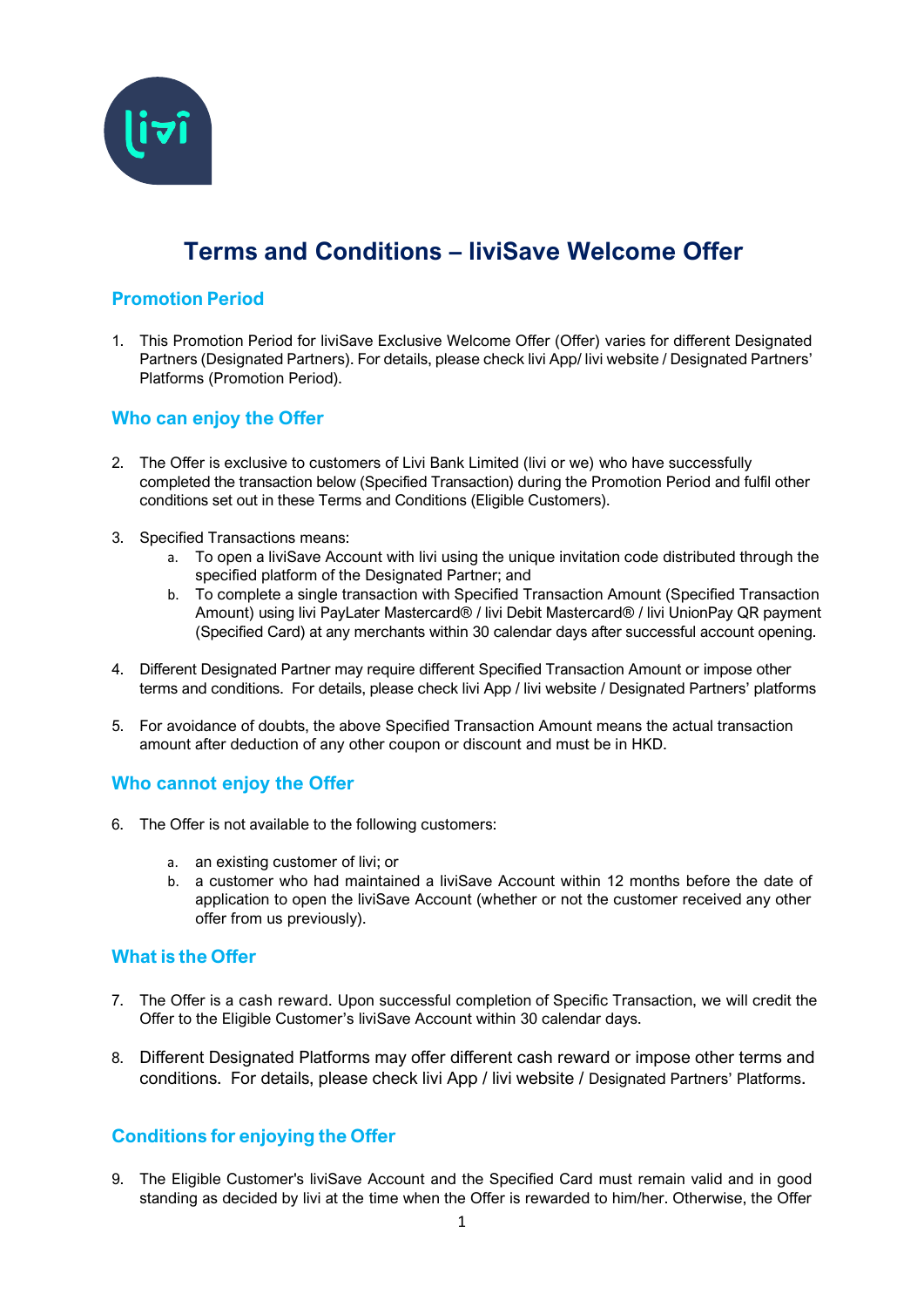# Terms and Conditions – liviSave Welcome Offer

## Promotion Period

1. This Promotion Period for liviSave Exclusive Welcome Offer (Offer) varies for different Designated Partners (Designated Partners). For details, please check livi App/ livi website / Designated Partners' Platforms (Promotion Period).

## Who can enjoy the Offer

2. The Offer is exclusive to customers of Livi Bank Limited (livi or we) who have successfully completed the transaction below (Specified Transaction) during the Promotion Period and fulfil other conditions set out in these Terms and Conditions (Eligible Customers).

3. Specified Transactions means:
   a. To open a liviSave Account with livi using the unique invitation code distributed through the specified platform of the Designated Partner; and
   b. To complete a single transaction with Specified Transaction Amount (Specified Transaction Amount) using livi PayLater Mastercard® / livi Debit Mastercard® / livi UnionPay QR payment (Specified Card) at any merchants within 30 calendar days after successful account opening.

4. Different Designated Partner may require different Specified Transaction Amount or impose other terms and conditions. For details, please check livi App / livi website / Designated Partners' platforms

5. For avoidance of doubts, the above Specified Transaction Amount means the actual transaction amount after deduction of any other coupon or discount and must be in HKD.

## Who cannot enjoy the Offer

6. The Offer is not available to the following customers:

   a. an existing customer of livi; or
   b. a customer who had maintained a liviSave Account within 12 months before the date of application to open the liviSave Account (whether or not the customer received any other offer from us previously).

## What is the Offer

7. The Offer is a cash reward. Upon successful completion of Specific Transaction, we will credit the Offer to the Eligible Customer's liviSave Account within 30 calendar days.

8. Different Designated Platforms may offer different cash reward or impose other terms and conditions. For details, please check livi App / livi website / Designated Partners' Platforms.

## Conditions for enjoying the Offer

9. The Eligible Customer's liviSave Account and the Specified Card must remain valid and in good standing as decided by livi at the time when the Offer is rewarded to him/her. Otherwise, the Offer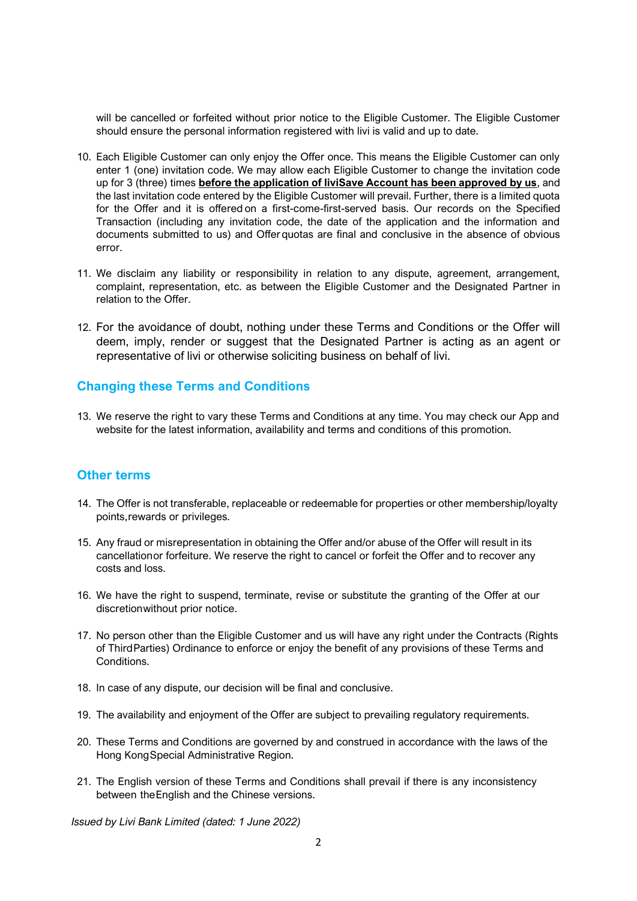will be cancelled or forfeited without prior notice to the Eligible Customer. The Eligible Customer should ensure the personal information registered with livi is valid and up to date.

10. Each Eligible Customer can only enjoy the Offer once. This means the Eligible Customer can only enter 1 (one) invitation code. We may allow each Eligible Customer to change the invitation code up for 3 (three) times **before the application of liviSave Account has been approved by us**, and the last invitation code entered by the Eligible Customer will prevail. Further, there is a limited quota for the Offer and it is offered on a first-come-first-served basis. Our records on the Specified Transaction (including any invitation code, the date of the application and the information and documents submitted to us) and Offer quotas are final and conclusive in the absence of obvious error.

11. We disclaim any liability or responsibility in relation to any dispute, agreement, arrangement, complaint, representation, etc. as between the Eligible Customer and the Designated Partner in relation to the Offer.

12. For the avoidance of doubt, nothing under these Terms and Conditions or the Offer will deem, imply, render or suggest that the Designated Partner is acting as an agent or representative of livi or otherwise soliciting business on behalf of livi.

## Changing these Terms and Conditions

13. We reserve the right to vary these Terms and Conditions at any time. You may check our App and website for the latest information, availability and terms and conditions of this promotion.

## Other terms

14. The Offer is not transferable, replaceable or redeemable for properties or other membership/loyalty points, rewards or privileges.

15. Any fraud or misrepresentation in obtaining the Offer and/or abuse of the Offer will result in its cancellation or forfeiture. We reserve the right to cancel or forfeit the Offer and to recover any costs and loss.

16. We have the right to suspend, terminate, revise or substitute the granting of the Offer at our discretion without prior notice.

17. No person other than the Eligible Customer and us will have any right under the Contracts (Rights of Third Parties) Ordinance to enforce or enjoy the benefit of any provisions of these Terms and Conditions.

18. In case of any dispute, our decision will be final and conclusive.

19. The availability and enjoyment of the Offer are subject to prevailing regulatory requirements.

20. These Terms and Conditions are governed by and construed in accordance with the laws of the Hong Kong Special Administrative Region.

21. The English version of these Terms and Conditions shall prevail if there is any inconsistency between the English and the Chinese versions.

*Issued by Livi Bank Limited (dated: 1 June 2022)*